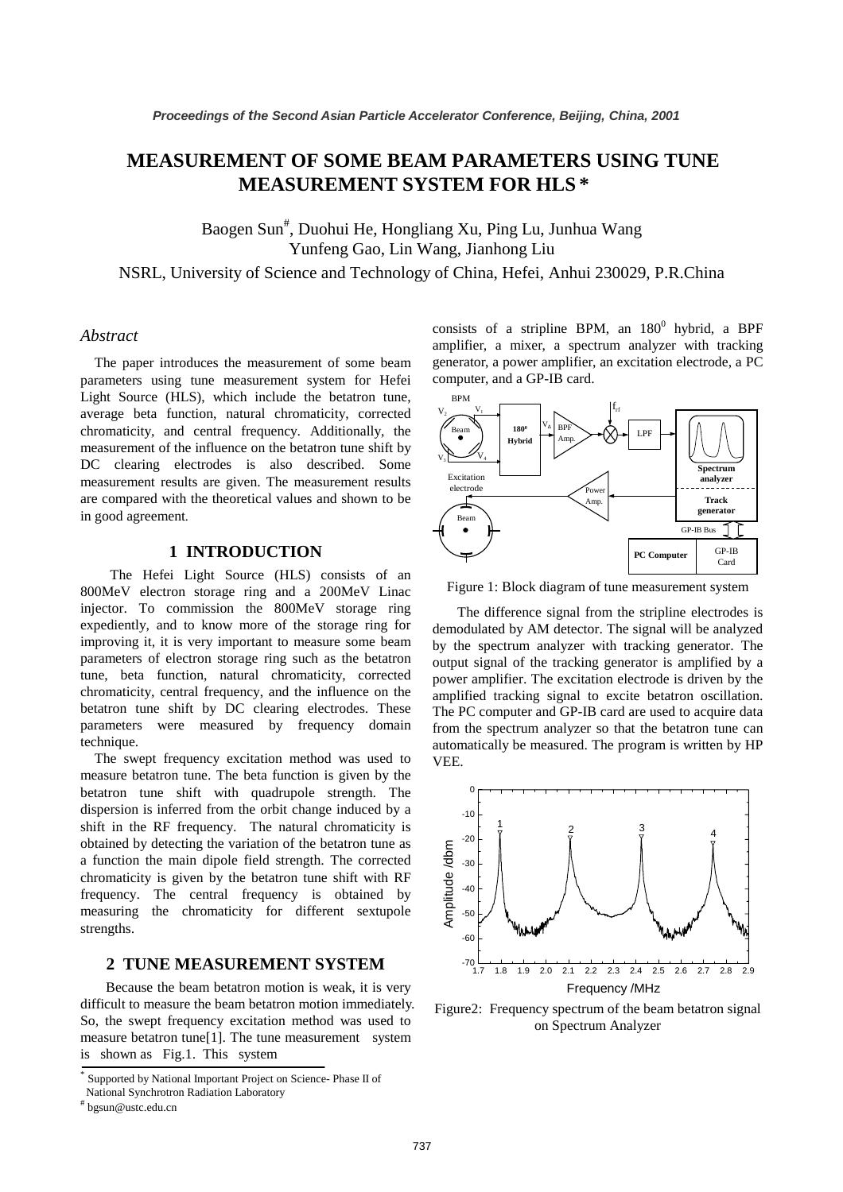# MEASUREMENT OF SOME BEAM PARAMETERS USING TUNE MEASUREMENT SYSTEM FOR HLS *

Baogen Sun#, Duohui He, Hongliang Xu, Ping Lu, Junhua Wang
Yunfeng Gao, Lin Wang, Jianhong Liu

NSRL, University of Science and Technology of China, Hefei, Anhui 230029, P.R.China

## *Abstract*

The paper introduces the measurement of some beam parameters using tune measurement system for Hefei Light Source (HLS), which include the betatron tune, average beta function, natural chromaticity, corrected chromaticity, and central frequency. Additionally, the measurement of the influence on the betatron tune shift by DC clearing electrodes is also described. Some measurement results are given. The measurement results are compared with the theoretical values and shown to be in good agreement.

## 1 INTRODUCTION

The Hefei Light Source (HLS) consists of an 800MeV electron storage ring and a 200MeV Linac injector. To commission the 800MeV storage ring expediently, and to know more of the storage ring for improving it, it is very important to measure some beam parameters of electron storage ring such as the betatron tune, beta function, natural chromaticity, corrected chromaticity, central frequency, and the influence on the betatron tune shift by DC clearing electrodes. These parameters were measured by frequency domain technique.

The swept frequency excitation method was used to measure betatron tune. The beta function is given by the betatron tune shift with quadrupole strength. The dispersion is inferred from the orbit change induced by a shift in the RF frequency. The natural chromaticity is obtained by detecting the variation of the betatron tune as a function the main dipole field strength. The corrected chromaticity is given by the betatron tune shift with RF frequency. The central frequency is obtained by measuring the chromaticity for different sextupole strengths.

## 2 TUNE MEASUREMENT SYSTEM

Because the beam betatron motion is weak, it is very difficult to measure the beam betatron motion immediately. So, the swept frequency excitation method was used to measure betatron tune[1]. The tune measurement system is shown as Fig.1. This system consists of a stripline BPM, an $180^0$ hybrid, a BPF amplifier, a mixer, a spectrum analyzer with tracking generator, a power amplifier, an excitation electrode, a PC computer, and a GP-IB card.

Figure 1: Block diagram of tune measurement system

The difference signal from the stripline electrodes is demodulated by AM detector. The signal will be analyzed by the spectrum analyzer with tracking generator. The output signal of the tracking generator is amplified by a power amplifier. The excitation electrode is driven by the amplified tracking signal to excite betatron oscillation. The PC computer and GP-IB card are used to acquire data from the spectrum analyzer so that the betatron tune can automatically be measured. The program is written by HP VEE.

Figure2: Frequency spectrum of the beam betatron signal on Spectrum Analyzer

---

\* Supported by National Important Project on Science- Phase II of National Synchrotron Radiation Laboratory

\# bgsun@ustc.edu.cn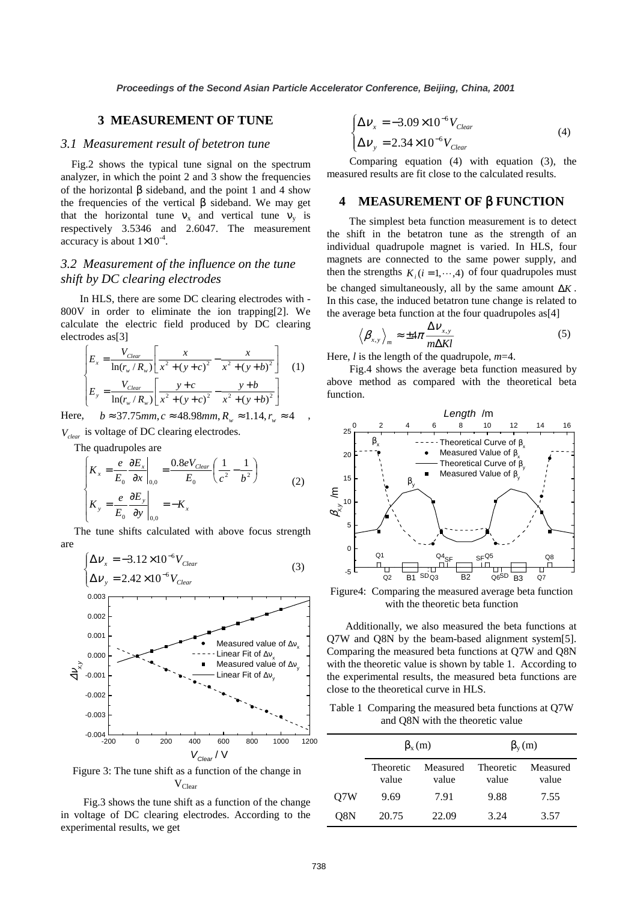## 3 MEASUREMENT OF TUNE

### 3.1 Measurement result of betetron tune

Fig.2 shows the typical tune signal on the spectrum analyzer, in which the point 2 and 3 show the frequencies of the horizontal β sideband, and the point 1 and 4 show the frequencies of the vertical β sideband. We may get that the horizontal tune $\nu_x$ and vertical tune $\nu_y$ is respectively 3.5346 and 2.6047. The measurement accuracy is about $1\times10^{-4}$.

### 3.2 Measurement of the influence on the tune shift by DC clearing electrodes

In HLS, there are some DC clearing electrodes with -800V in order to eliminate the ion trapping[2]. We calculate the electric field produced by DC clearing electrodes as[3]

$$\begin{cases} E_x = \dfrac{V_{Clear}}{\ln(r_w/R_w)}\left[\dfrac{x}{x^2+(y+c)^2} - \dfrac{x}{x^2+(y+b)^2}\right] \\ E_y = \dfrac{V_{Clear}}{\ln(r_w/R_w)}\left[\dfrac{y+c}{x^2+(y+c)^2} - \dfrac{y+b}{x^2+(y+b)^2}\right] \end{cases} \quad (1)$$

Here, $b \approx 37.75mm, c \approx 48.98mm, R_w \approx 1.14, r_w \approx 4$, $V_{clear}$ is voltage of DC clearing electrodes.

The quadrupoles are

$$\begin{cases} K_x = \dfrac{e}{E_0}\dfrac{\partial E_x}{\partial x}\bigg|_{0,0} = \dfrac{0.8eV_{Clear}}{E_0}\left(\dfrac{1}{c^2} - \dfrac{1}{b^2}\right) \\ K_y = \dfrac{e}{E_0}\dfrac{\partial E_y}{\partial y}\bigg|_{0,0} = -K_x \end{cases} \quad (2)$$

The tune shifts calculated with above focus strength are

$$\begin{cases} \Delta\nu_x = -3.12\times10^{-6}V_{Clear} \\ \Delta\nu_y = 2.42\times10^{-6}V_{Clear} \end{cases} \quad (3)$$

Figure 3: The tune shift as a function of the change in $V_{Clear}$

Fig.3 shows the tune shift as a function of the change in voltage of DC clearing electrodes. According to the experimental results, we get

$$\begin{cases} \Delta\nu_x = -3.09\times10^{-6}V_{Clear} \\ \Delta\nu_y = 2.34\times10^{-6}V_{Clear} \end{cases} \quad (4)$$

Comparing equation (4) with equation (3), the measured results are fit close to the calculated results.

## 4 MEASUREMENT OF β FUNCTION

The simplest beta function measurement is to detect the shift in the betatron tune as the strength of an individual quadrupole magnet is varied. In HLS, four magnets are connected to the same power supply, and then the strengths $K_i (i = 1,\cdots,4)$ of four quadrupoles must be changed simultaneously, all by the same amount $\Delta K$. In this case, the induced betatron tune change is related to the average beta function at the four quadrupoles as[4]

$$\left\langle \beta_{x,y} \right\rangle_m \approx \pm 4\pi \frac{\Delta\nu_{x,y}}{m\Delta Kl} \quad (5)$$

Here, $l$ is the length of the quadrupole, $m$=4.

Fig.4 shows the average beta function measured by above method as compared with the theoretical beta function.

Figure4: Comparing the measured average beta function with the theoretic beta function

Additionally, we also measured the beta functions at Q7W and Q8N by the beam-based alignment system[5]. Comparing the measured beta functions at Q7W and Q8N with the theoretic value is shown by table 1. According to the experimental results, the measured beta functions are close to the theoretical curve in HLS.

Table 1 Comparing the measured beta functions at Q7W and Q8N with the theoretic value

| | $\beta_x$ (m) | | $\beta_y$ (m) | |
|---|---|---|---|---|
| | Theoretic value | Measured value | Theoretic value | Measured value |
| Q7W | 9.69 | 7.91 | 9.88 | 7.55 |
| Q8N | 20.75 | 22.09 | 3.24 | 3.57 |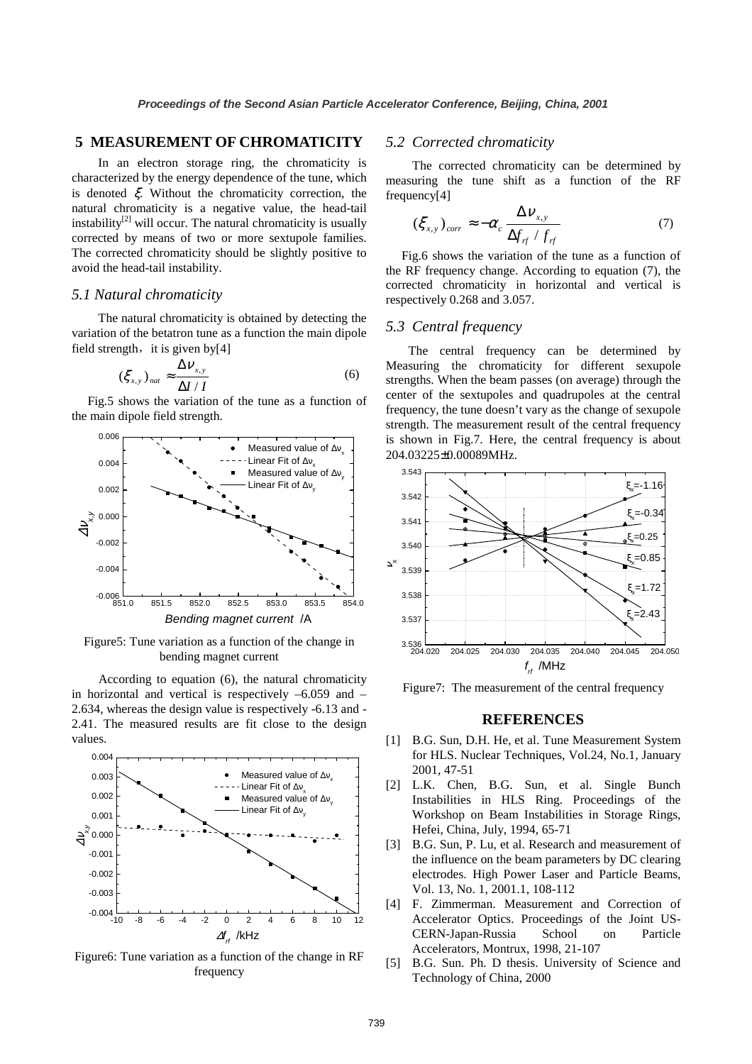## 5 MEASUREMENT OF CHROMATICITY

In an electron storage ring, the chromaticity is characterized by the energy dependence of the tune, which is denoted $\xi$. Without the chromaticity correction, the natural chromaticity is a negative value, the head-tail instability[2] will occur. The natural chromaticity is usually corrected by means of two or more sextupole families. The corrected chromaticity should be slightly positive to avoid the head-tail instability.

### 5.1 Natural chromaticity

The natural chromaticity is obtained by detecting the variation of the betatron tune as a function the main dipole field strength，it is given by[4]

$$(\xi_{x,y})_{nat} \approx \frac{\Delta \nu_{x,y}}{\Delta I / I} \tag{6}$$

Fig.5 shows the variation of the tune as a function of the main dipole field strength.

0.006
0.004
0.002
0.000
-0.002
-0.004
-0.006
851.0 851.5 852.0 852.5 853.0 853.5 854.0
$\Delta\nu_{x,y}$
Bending magnet current /A
Measured value of $\Delta\nu_x$
Linear Fit of $\Delta\nu_x$
Measured value of $\Delta\nu_y$
Linear Fit of $\Delta\nu_y$

Figure5: Tune variation as a function of the change in bending magnet current

According to equation (6), the natural chromaticity in horizontal and vertical is respectively –6.059 and –2.634, whereas the design value is respectively -6.13 and -2.41. The measured results are fit close to the design values.

0.004
0.003
0.002
0.001
0.000
-0.001
-0.002
-0.003
-0.004
-10 -8 -6 -4 -2 0 2 4 6 8 10 12
$\Delta\nu_{x,y}$
$\Delta f_{rf}$ /kHz
Measured value of $\Delta\nu_x$
Linear Fit of $\Delta\nu_x$
Measured value of $\Delta\nu_y$
Linear Fit of $\Delta\nu_y$

Figure6: Tune variation as a function of the change in RF frequency

### 5.2 Corrected chromaticity

The corrected chromaticity can be determined by measuring the tune shift as a function of the RF frequency[4]

$$(\xi_{x,y})_{corr} \approx -\alpha_c \frac{\Delta \nu_{x,y}}{\Delta f_{rf} / f_{rf}} \tag{7}$$

Fig.6 shows the variation of the tune as a function of the RF frequency change. According to equation (7), the corrected chromaticity in horizontal and vertical is respectively 0.268 and 3.057.

### 5.3 Central frequency

The central frequency can be determined by Measuring the chromaticity for different sexupole strengths. When the beam passes (on average) through the center of the sextupoles and quadrupoles at the central frequency, the tune doesn't vary as the change of sexupole strength. The measurement result of the central frequency is shown in Fig.7. Here, the central frequency is about 204.03225±0.00089MHz.

3.543
3.542
3.541
3.540
3.539
3.538
3.537
3.536
204.020 204.025 204.030 204.035 204.040 204.045 204.050
$\nu_x$
$f_{rf}$ /MHz
$\xi_x$=-1.16
$\xi_x$=-0.34
$\xi_x$=0.25
$\xi_x$=0.85
$\xi_x$=1.72
$\xi_x$=2.43

Figure7: The measurement of the central frequency

## REFERENCES

[1] B.G. Sun, D.H. He, et al. Tune Measurement System for HLS. Nuclear Techniques, Vol.24, No.1, January 2001, 47-51

[2] L.K. Chen, B.G. Sun, et al. Single Bunch Instabilities in HLS Ring. Proceedings of the Workshop on Beam Instabilities in Storage Rings, Hefei, China, July, 1994, 65-71

[3] B.G. Sun, P. Lu, et al. Research and measurement of the influence on the beam parameters by DC clearing electrodes. High Power Laser and Particle Beams, Vol. 13, No. 1, 2001.1, 108-112

[4] F. Zimmerman. Measurement and Correction of Accelerator Optics. Proceedings of the Joint US-CERN-Japan-Russia School on Particle Accelerators, Montrux, 1998, 21-107

[5] B.G. Sun. Ph. D thesis. University of Science and Technology of China, 2000